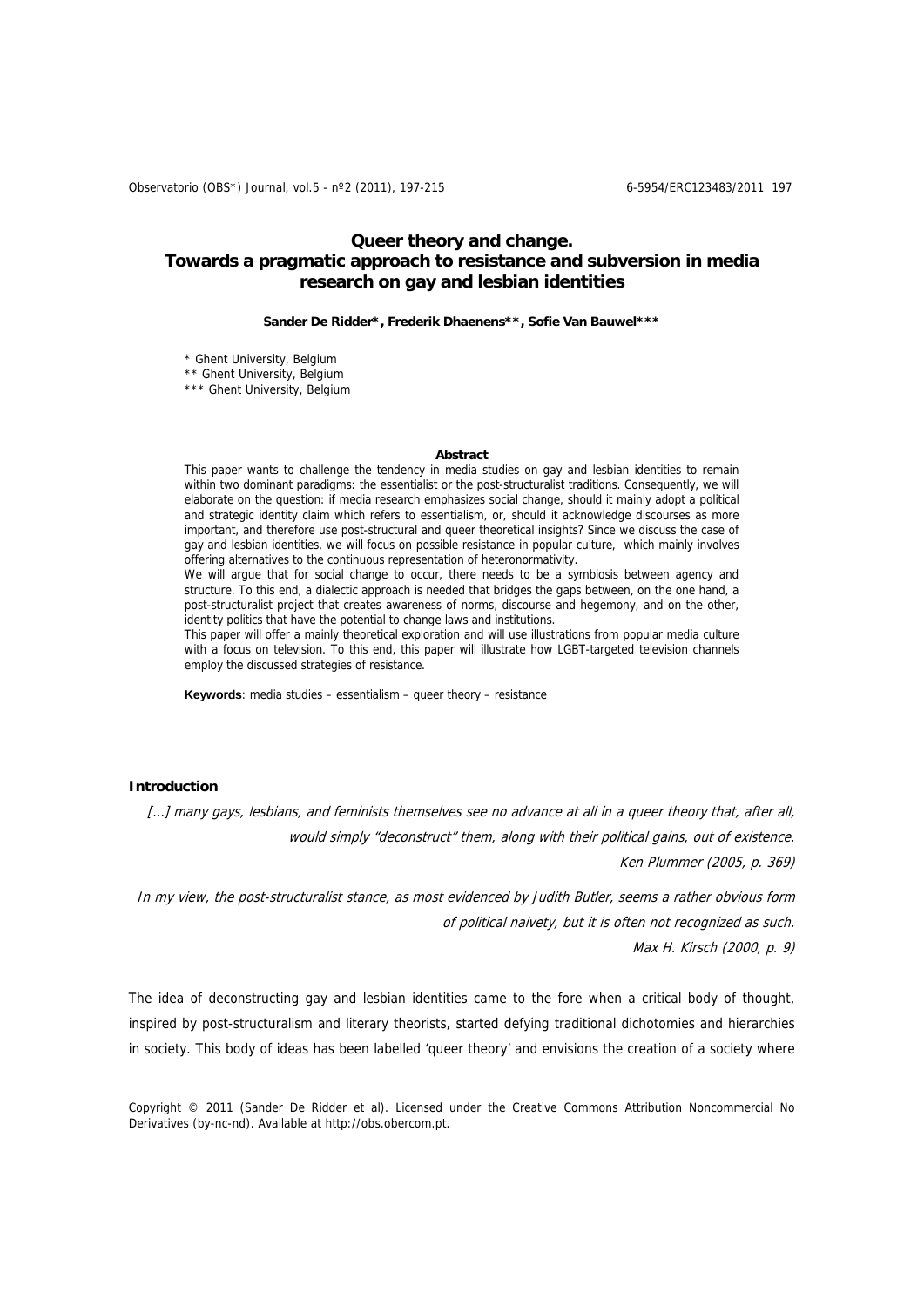# Queer theory and change.
# Towards a pragmatic approach to resistance and subversion in media research on gay and lesbian identities

**Sander De Ridder\*, Frederik Dhaenens\*\*, Sofie Van Bauwel\*\*\***

\* Ghent University, Belgium
\*\* Ghent University, Belgium
\*\*\* Ghent University, Belgium

**Abstract**

This paper wants to challenge the tendency in media studies on gay and lesbian identities to remain within two dominant paradigms: the essentialist or the post-structuralist traditions. Consequently, we will elaborate on the question: if media research emphasizes social change, should it mainly adopt a political and strategic identity claim which refers to essentialism, or, should it acknowledge discourses as more important, and therefore use post-structural and queer theoretical insights? Since we discuss the case of gay and lesbian identities, we will focus on possible resistance in popular culture, which mainly involves offering alternatives to the continuous representation of heteronormativity.

We will argue that for social change to occur, there needs to be a symbiosis between agency and structure. To this end, a dialectic approach is needed that bridges the gaps between, on the one hand, a post-structuralist project that creates awareness of norms, discourse and hegemony, and on the other, identity politics that have the potential to change laws and institutions.

This paper will offer a mainly theoretical exploration and will use illustrations from popular media culture with a focus on television. To this end, this paper will illustrate how LGBT-targeted television channels employ the discussed strategies of resistance.

**Keywords**: media studies – essentialism – queer theory – resistance

## Introduction

*[...] many gays, lesbians, and feminists themselves see no advance at all in a queer theory that, after all, would simply "deconstruct" them, along with their political gains, out of existence.*
*Ken Plummer (2005, p. 369)*

*In my view, the post-structuralist stance, as most evidenced by Judith Butler, seems a rather obvious form of political naivety, but it is often not recognized as such.*
*Max H. Kirsch (2000, p. 9)*

The idea of deconstructing gay and lesbian identities came to the fore when a critical body of thought, inspired by post-structuralism and literary theorists, started defying traditional dichotomies and hierarchies in society. This body of ideas has been labelled 'queer theory' and envisions the creation of a society where

Copyright © 2011 (Sander De Ridder et al). Licensed under the Creative Commons Attribution Noncommercial No Derivatives (by-nc-nd). Available at http://obs.obercom.pt.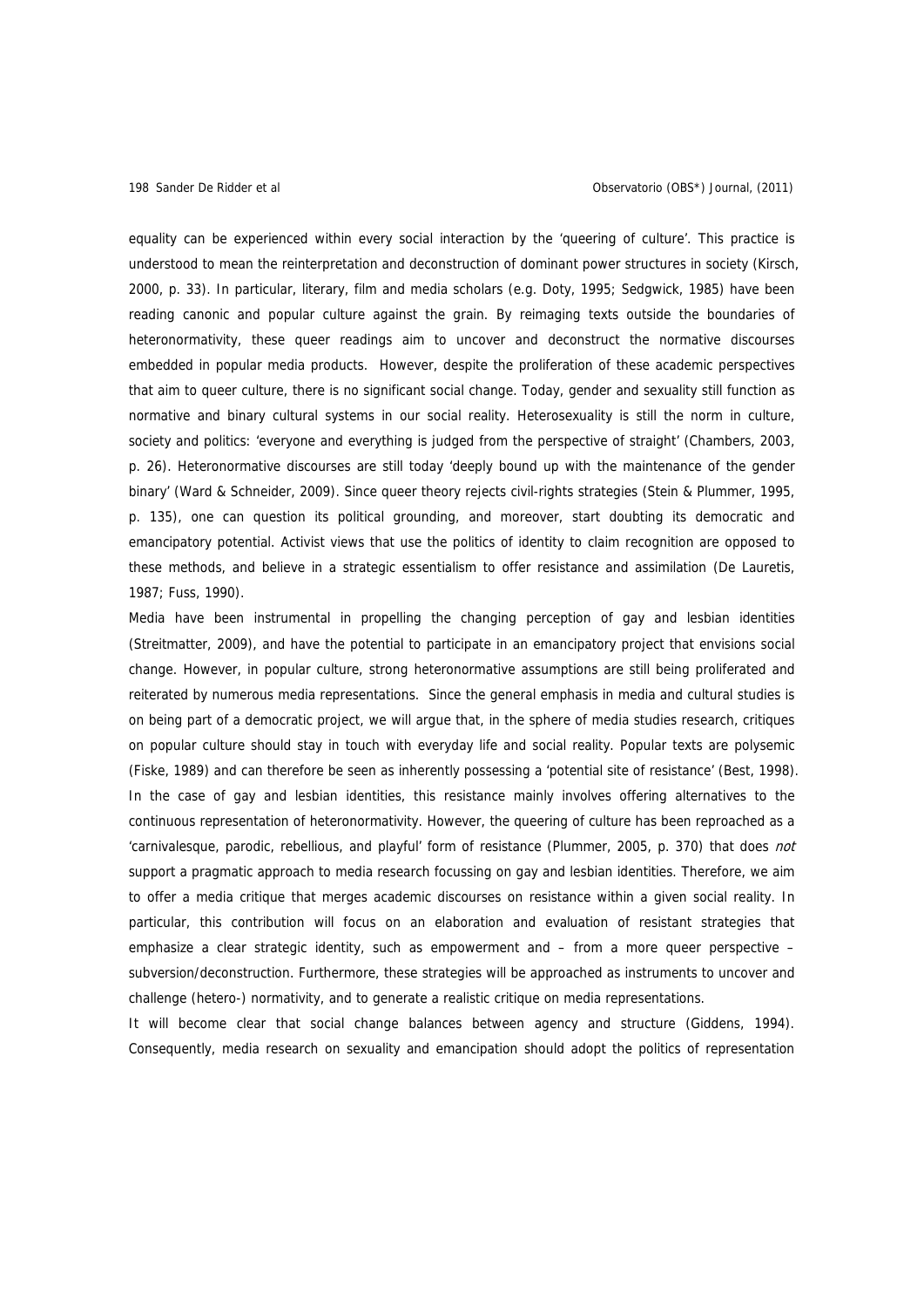equality can be experienced within every social interaction by the 'queering of culture'. This practice is understood to mean the reinterpretation and deconstruction of dominant power structures in society (Kirsch, 2000, p. 33). In particular, literary, film and media scholars (e.g. Doty, 1995; Sedgwick, 1985) have been reading canonic and popular culture against the grain. By reimaging texts outside the boundaries of heteronormativity, these queer readings aim to uncover and deconstruct the normative discourses embedded in popular media products. However, despite the proliferation of these academic perspectives that aim to queer culture, there is no significant social change. Today, gender and sexuality still function as normative and binary cultural systems in our social reality. Heterosexuality is still the norm in culture, society and politics: 'everyone and everything is judged from the perspective of straight' (Chambers, 2003, p. 26). Heteronormative discourses are still today 'deeply bound up with the maintenance of the gender binary' (Ward & Schneider, 2009). Since queer theory rejects civil-rights strategies (Stein & Plummer, 1995, p. 135), one can question its political grounding, and moreover, start doubting its democratic and emancipatory potential. Activist views that use the politics of identity to claim recognition are opposed to these methods, and believe in a strategic essentialism to offer resistance and assimilation (De Lauretis, 1987; Fuss, 1990).

Media have been instrumental in propelling the changing perception of gay and lesbian identities (Streitmatter, 2009), and have the potential to participate in an emancipatory project that envisions social change. However, in popular culture, strong heteronormative assumptions are still being proliferated and reiterated by numerous media representations. Since the general emphasis in media and cultural studies is on being part of a democratic project, we will argue that, in the sphere of media studies research, critiques on popular culture should stay in touch with everyday life and social reality. Popular texts are polysemic (Fiske, 1989) and can therefore be seen as inherently possessing a 'potential site of resistance' (Best, 1998). In the case of gay and lesbian identities, this resistance mainly involves offering alternatives to the continuous representation of heteronormativity. However, the queering of culture has been reproached as a 'carnivalesque, parodic, rebellious, and playful' form of resistance (Plummer, 2005, p. 370) that does *not* support a pragmatic approach to media research focussing on gay and lesbian identities. Therefore, we aim to offer a media critique that merges academic discourses on resistance within a given social reality. In particular, this contribution will focus on an elaboration and evaluation of resistant strategies that emphasize a clear strategic identity, such as empowerment and – from a more queer perspective – subversion/deconstruction. Furthermore, these strategies will be approached as instruments to uncover and challenge (hetero-) normativity, and to generate a realistic critique on media representations.

It will become clear that social change balances between agency and structure (Giddens, 1994). Consequently, media research on sexuality and emancipation should adopt the politics of representation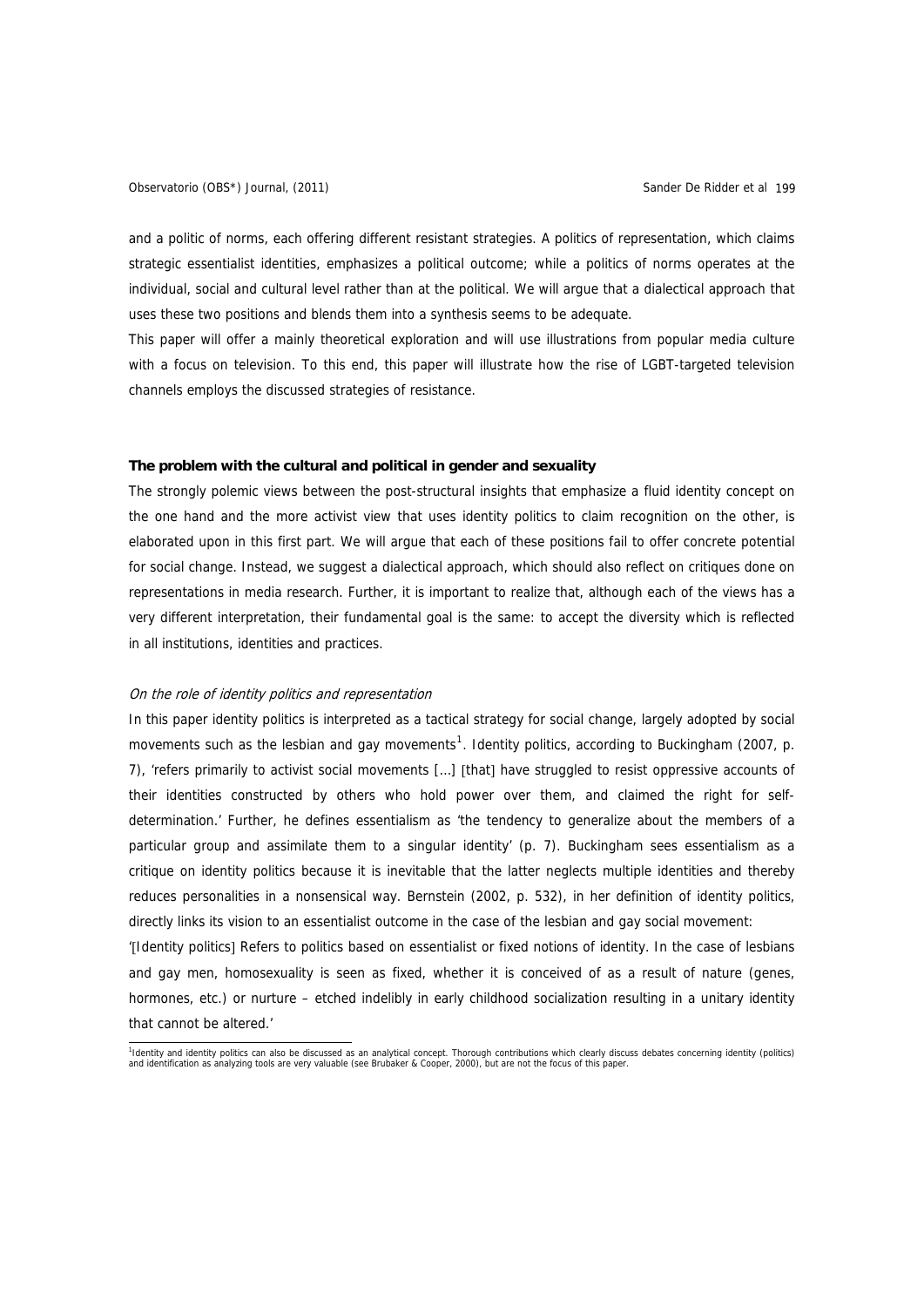and a politic of norms, each offering different resistant strategies. A politics of representation, which claims strategic essentialist identities, emphasizes a political outcome; while a politics of norms operates at the individual, social and cultural level rather than at the political. We will argue that a dialectical approach that uses these two positions and blends them into a synthesis seems to be adequate.

This paper will offer a mainly theoretical exploration and will use illustrations from popular media culture with a focus on television. To this end, this paper will illustrate how the rise of LGBT-targeted television channels employs the discussed strategies of resistance.

### The problem with the cultural and political in gender and sexuality

The strongly polemic views between the post-structural insights that emphasize a fluid identity concept on the one hand and the more activist view that uses identity politics to claim recognition on the other, is elaborated upon in this first part. We will argue that each of these positions fail to offer concrete potential for social change. Instead, we suggest a dialectical approach, which should also reflect on critiques done on representations in media research. Further, it is important to realize that, although each of the views has a very different interpretation, their fundamental goal is the same: to accept the diversity which is reflected in all institutions, identities and practices.

#### *On the role of identity politics and representation*

In this paper identity politics is interpreted as a tactical strategy for social change, largely adopted by social movements such as the lesbian and gay movements[1]. Identity politics, according to Buckingham (2007, p. 7), 'refers primarily to activist social movements […] [that] have struggled to resist oppressive accounts of their identities constructed by others who hold power over them, and claimed the right for self-determination.' Further, he defines essentialism as 'the tendency to generalize about the members of a particular group and assimilate them to a singular identity' (p. 7). Buckingham sees essentialism as a critique on identity politics because it is inevitable that the latter neglects multiple identities and thereby reduces personalities in a nonsensical way. Bernstein (2002, p. 532), in her definition of identity politics, directly links its vision to an essentialist outcome in the case of the lesbian and gay social movement:

'[Identity politics] Refers to politics based on essentialist or fixed notions of identity. In the case of lesbians and gay men, homosexuality is seen as fixed, whether it is conceived of as a result of nature (genes, hormones, etc.) or nurture – etched indelibly in early childhood socialization resulting in a unitary identity that cannot be altered.'

[1]Identity and identity politics can also be discussed as an analytical concept. Thorough contributions which clearly discuss debates concerning identity (politics) and identification as analyzing tools are very valuable (see Brubaker & Cooper, 2000), but are not the focus of this paper.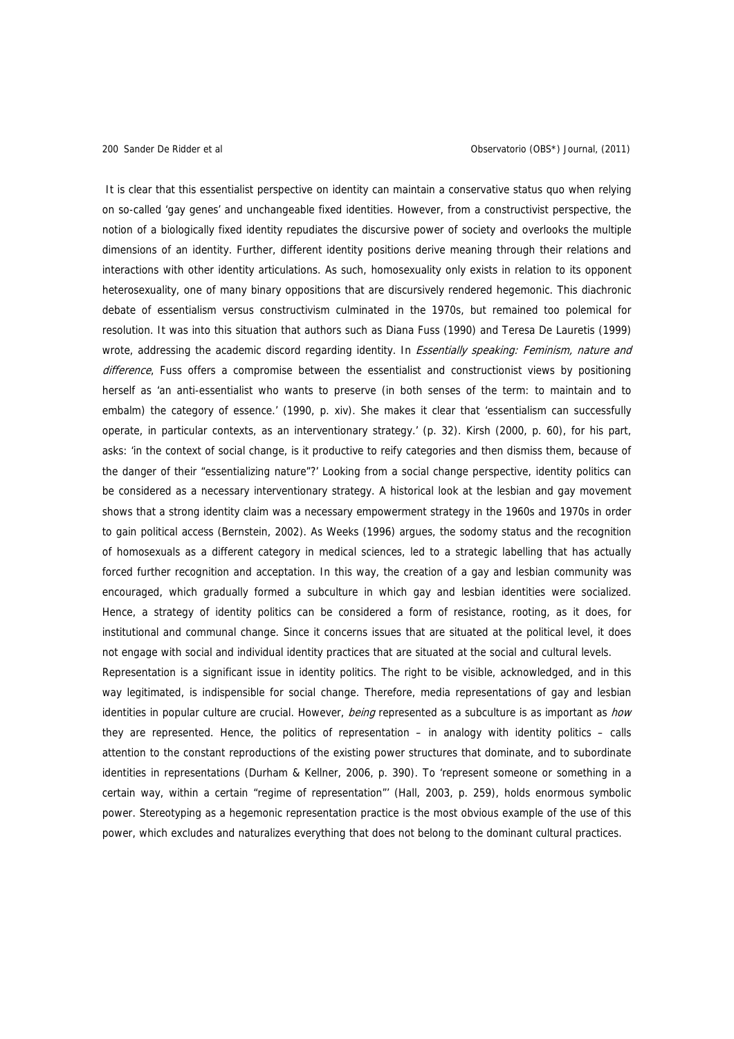It is clear that this essentialist perspective on identity can maintain a conservative status quo when relying on so-called 'gay genes' and unchangeable fixed identities. However, from a constructivist perspective, the notion of a biologically fixed identity repudiates the discursive power of society and overlooks the multiple dimensions of an identity. Further, different identity positions derive meaning through their relations and interactions with other identity articulations. As such, homosexuality only exists in relation to its opponent heterosexuality, one of many binary oppositions that are discursively rendered hegemonic. This diachronic debate of essentialism versus constructivism culminated in the 1970s, but remained too polemical for resolution. It was into this situation that authors such as Diana Fuss (1990) and Teresa De Lauretis (1999) wrote, addressing the academic discord regarding identity. In *Essentially speaking: Feminism, nature and difference*, Fuss offers a compromise between the essentialist and constructionist views by positioning herself as 'an anti-essentialist who wants to preserve (in both senses of the term: to maintain and to embalm) the category of essence.' (1990, p. xiv). She makes it clear that 'essentialism can successfully operate, in particular contexts, as an interventionary strategy.' (p. 32). Kirsh (2000, p. 60), for his part, asks: 'in the context of social change, is it productive to reify categories and then dismiss them, because of the danger of their "essentializing nature"?' Looking from a social change perspective, identity politics can be considered as a necessary interventionary strategy. A historical look at the lesbian and gay movement shows that a strong identity claim was a necessary empowerment strategy in the 1960s and 1970s in order to gain political access (Bernstein, 2002). As Weeks (1996) argues, the sodomy status and the recognition of homosexuals as a different category in medical sciences, led to a strategic labelling that has actually forced further recognition and acceptation. In this way, the creation of a gay and lesbian community was encouraged, which gradually formed a subculture in which gay and lesbian identities were socialized. Hence, a strategy of identity politics can be considered a form of resistance, rooting, as it does, for institutional and communal change. Since it concerns issues that are situated at the political level, it does not engage with social and individual identity practices that are situated at the social and cultural levels.

Representation is a significant issue in identity politics. The right to be visible, acknowledged, and in this way legitimated, is indispensible for social change. Therefore, media representations of gay and lesbian identities in popular culture are crucial. However, *being* represented as a subculture is as important as *how* they are represented. Hence, the politics of representation – in analogy with identity politics – calls attention to the constant reproductions of the existing power structures that dominate, and to subordinate identities in representations (Durham & Kellner, 2006, p. 390). To 'represent someone or something in a certain way, within a certain "regime of representation"' (Hall, 2003, p. 259), holds enormous symbolic power. Stereotyping as a hegemonic representation practice is the most obvious example of the use of this power, which excludes and naturalizes everything that does not belong to the dominant cultural practices.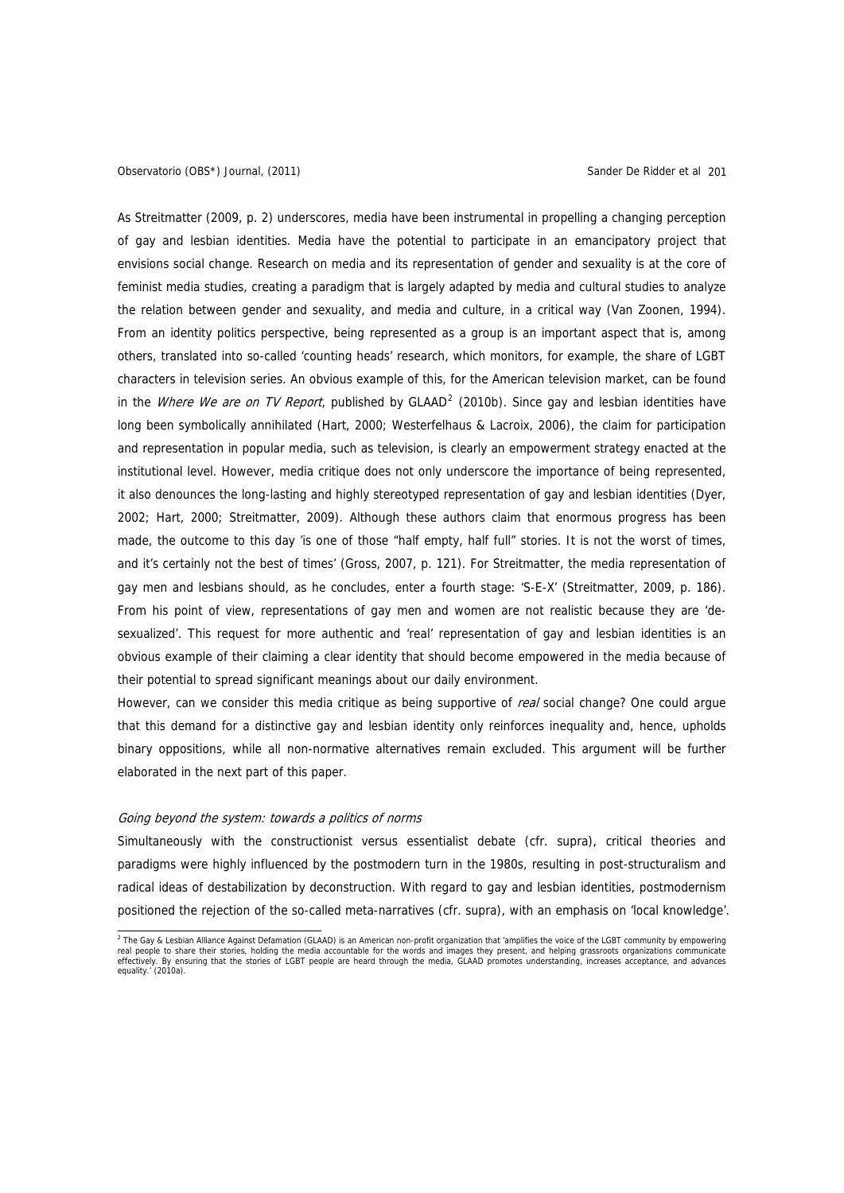As Streitmatter (2009, p. 2) underscores, media have been instrumental in propelling a changing perception of gay and lesbian identities. Media have the potential to participate in an emancipatory project that envisions social change. Research on media and its representation of gender and sexuality is at the core of feminist media studies, creating a paradigm that is largely adapted by media and cultural studies to analyze the relation between gender and sexuality, and media and culture, in a critical way (Van Zoonen, 1994). From an identity politics perspective, being represented as a group is an important aspect that is, among others, translated into so-called 'counting heads' research, which monitors, for example, the share of LGBT characters in television series. An obvious example of this, for the American television market, can be found in the *Where We are on TV Report*, published by GLAAD[2] (2010b). Since gay and lesbian identities have long been symbolically annihilated (Hart, 2000; Westerfelhaus & Lacroix, 2006), the claim for participation and representation in popular media, such as television, is clearly an empowerment strategy enacted at the institutional level. However, media critique does not only underscore the importance of being represented, it also denounces the long-lasting and highly stereotyped representation of gay and lesbian identities (Dyer, 2002; Hart, 2000; Streitmatter, 2009). Although these authors claim that enormous progress has been made, the outcome to this day 'is one of those "half empty, half full" stories. It is not the worst of times, and it's certainly not the best of times' (Gross, 2007, p. 121). For Streitmatter, the media representation of gay men and lesbians should, as he concludes, enter a fourth stage: 'S-E-X' (Streitmatter, 2009, p. 186). From his point of view, representations of gay men and women are not realistic because they are 'de-sexualized'. This request for more authentic and 'real' representation of gay and lesbian identities is an obvious example of their claiming a clear identity that should become empowered in the media because of their potential to spread significant meanings about our daily environment.

However, can we consider this media critique as being supportive of *real* social change? One could argue that this demand for a distinctive gay and lesbian identity only reinforces inequality and, hence, upholds binary oppositions, while all non-normative alternatives remain excluded. This argument will be further elaborated in the next part of this paper.

### *Going beyond the system: towards a politics of norms*

Simultaneously with the constructionist versus essentialist debate (cfr. supra), critical theories and paradigms were highly influenced by the postmodern turn in the 1980s, resulting in post-structuralism and radical ideas of destabilization by deconstruction. With regard to gay and lesbian identities, postmodernism positioned the rejection of the so-called meta-narratives (cfr. supra), with an emphasis on 'local knowledge'.

[2] The Gay & Lesbian Alliance Against Defamation (GLAAD) is an American non-profit organization that 'amplifies the voice of the LGBT community by empowering real people to share their stories, holding the media accountable for the words and images they present, and helping grassroots organizations communicate effectively. By ensuring that the stories of LGBT people are heard through the media, GLAAD promotes understanding, increases acceptance, and advances equality.' (2010a).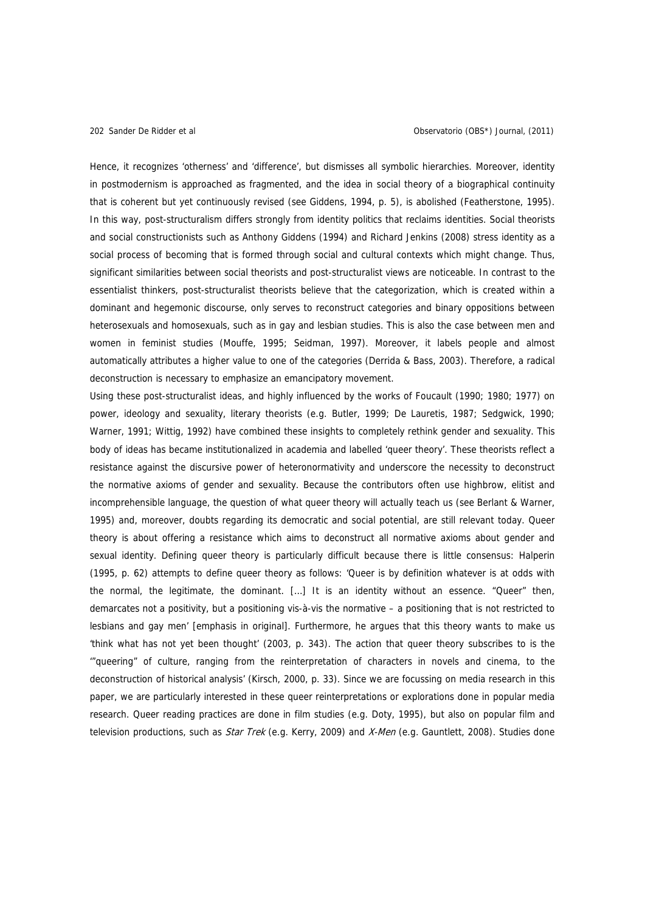Hence, it recognizes 'otherness' and 'difference', but dismisses all symbolic hierarchies. Moreover, identity in postmodernism is approached as fragmented, and the idea in social theory of a biographical continuity that is coherent but yet continuously revised (see Giddens, 1994, p. 5), is abolished (Featherstone, 1995). In this way, post-structuralism differs strongly from identity politics that reclaims identities. Social theorists and social constructionists such as Anthony Giddens (1994) and Richard Jenkins (2008) stress identity as a social process of becoming that is formed through social and cultural contexts which might change. Thus, significant similarities between social theorists and post-structuralist views are noticeable. In contrast to the essentialist thinkers, post-structuralist theorists believe that the categorization, which is created within a dominant and hegemonic discourse, only serves to reconstruct categories and binary oppositions between heterosexuals and homosexuals, such as in gay and lesbian studies. This is also the case between men and women in feminist studies (Mouffe, 1995; Seidman, 1997). Moreover, it labels people and almost automatically attributes a higher value to one of the categories (Derrida & Bass, 2003). Therefore, a radical deconstruction is necessary to emphasize an emancipatory movement.

Using these post-structuralist ideas, and highly influenced by the works of Foucault (1990; 1980; 1977) on power, ideology and sexuality, literary theorists (e.g. Butler, 1999; De Lauretis, 1987; Sedgwick, 1990; Warner, 1991; Wittig, 1992) have combined these insights to completely rethink gender and sexuality. This body of ideas has became institutionalized in academia and labelled 'queer theory'. These theorists reflect a resistance against the discursive power of heteronormativity and underscore the necessity to deconstruct the normative axioms of gender and sexuality. Because the contributors often use highbrow, elitist and incomprehensible language, the question of what queer theory will actually teach us (see Berlant & Warner, 1995) and, moreover, doubts regarding its democratic and social potential, are still relevant today. Queer theory is about offering a resistance which aims to deconstruct all normative axioms about gender and sexual identity. Defining queer theory is particularly difficult because there is little consensus: Halperin (1995, p. 62) attempts to define queer theory as follows: 'Queer is by definition whatever is at odds with the normal, the legitimate, the dominant. [...] It is an identity without an essence. "Queer" then, demarcates not a positivity, but a positioning vis-à-vis the normative – a positioning that is not restricted to lesbians and gay men' [emphasis in original]. Furthermore, he argues that this theory wants to make us 'think what has not yet been thought' (2003, p. 343). The action that queer theory subscribes to is the '"queering" of culture, ranging from the reinterpretation of characters in novels and cinema, to the deconstruction of historical analysis' (Kirsch, 2000, p. 33). Since we are focussing on media research in this paper, we are particularly interested in these queer reinterpretations or explorations done in popular media research. Queer reading practices are done in film studies (e.g. Doty, 1995), but also on popular film and television productions, such as *Star Trek* (e.g. Kerry, 2009) and *X-Men* (e.g. Gauntlett, 2008). Studies done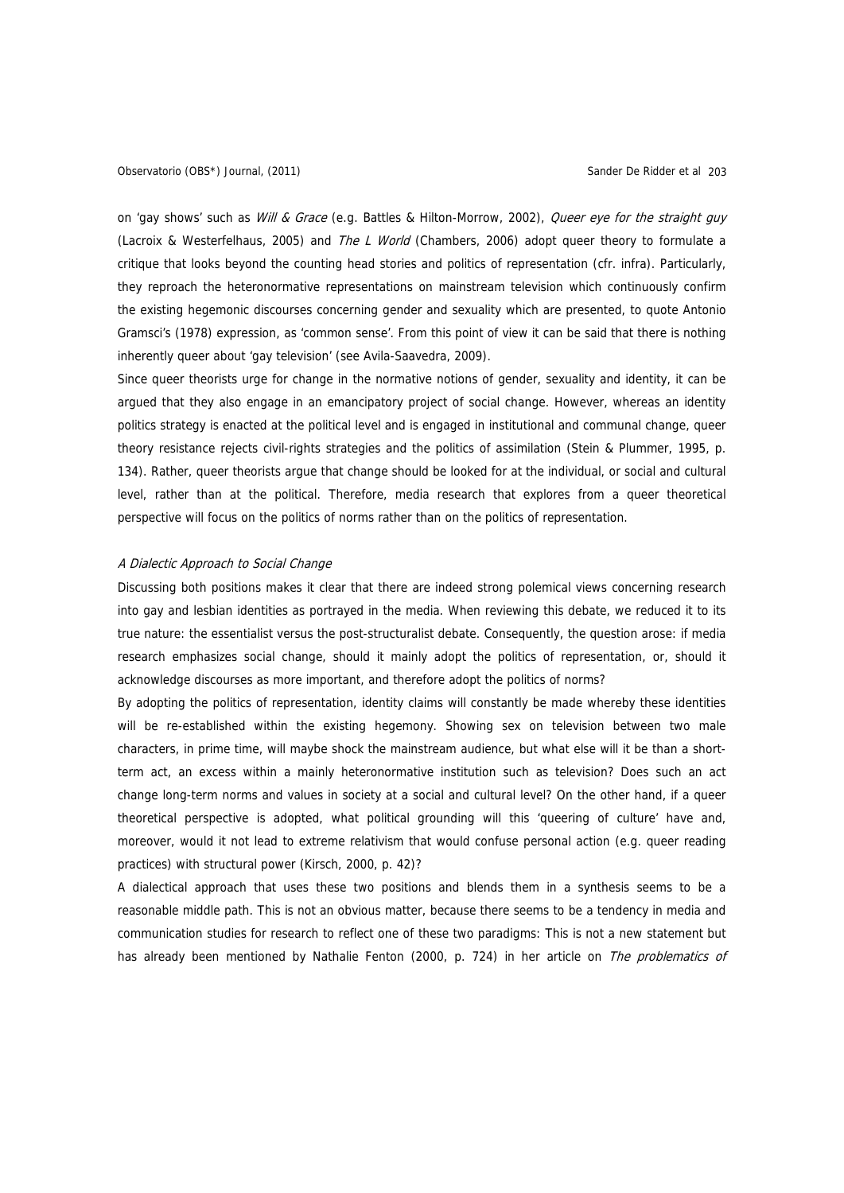on 'gay shows' such as *Will & Grace* (e.g. Battles & Hilton-Morrow, 2002), *Queer eye for the straight guy* (Lacroix & Westerfelhaus, 2005) and *The L World* (Chambers, 2006) adopt queer theory to formulate a critique that looks beyond the counting head stories and politics of representation (cfr. infra). Particularly, they reproach the heteronormative representations on mainstream television which continuously confirm the existing hegemonic discourses concerning gender and sexuality which are presented, to quote Antonio Gramsci's (1978) expression, as 'common sense'. From this point of view it can be said that there is nothing inherently queer about 'gay television' (see Avila-Saavedra, 2009).

Since queer theorists urge for change in the normative notions of gender, sexuality and identity, it can be argued that they also engage in an emancipatory project of social change. However, whereas an identity politics strategy is enacted at the political level and is engaged in institutional and communal change, queer theory resistance rejects civil-rights strategies and the politics of assimilation (Stein & Plummer, 1995, p. 134). Rather, queer theorists argue that change should be looked for at the individual, or social and cultural level, rather than at the political. Therefore, media research that explores from a queer theoretical perspective will focus on the politics of norms rather than on the politics of representation.

### *A Dialectic Approach to Social Change*

Discussing both positions makes it clear that there are indeed strong polemical views concerning research into gay and lesbian identities as portrayed in the media. When reviewing this debate, we reduced it to its true nature: the essentialist versus the post-structuralist debate. Consequently, the question arose: if media research emphasizes social change, should it mainly adopt the politics of representation, or, should it acknowledge discourses as more important, and therefore adopt the politics of norms?

By adopting the politics of representation, identity claims will constantly be made whereby these identities will be re-established within the existing hegemony. Showing sex on television between two male characters, in prime time, will maybe shock the mainstream audience, but what else will it be than a short-term act, an excess within a mainly heteronormative institution such as television? Does such an act change long-term norms and values in society at a social and cultural level? On the other hand, if a queer theoretical perspective is adopted, what political grounding will this 'queering of culture' have and, moreover, would it not lead to extreme relativism that would confuse personal action (e.g. queer reading practices) with structural power (Kirsch, 2000, p. 42)?

A dialectical approach that uses these two positions and blends them in a synthesis seems to be a reasonable middle path. This is not an obvious matter, because there seems to be a tendency in media and communication studies for research to reflect one of these two paradigms: This is not a new statement but has already been mentioned by Nathalie Fenton (2000, p. 724) in her article on *The problematics of*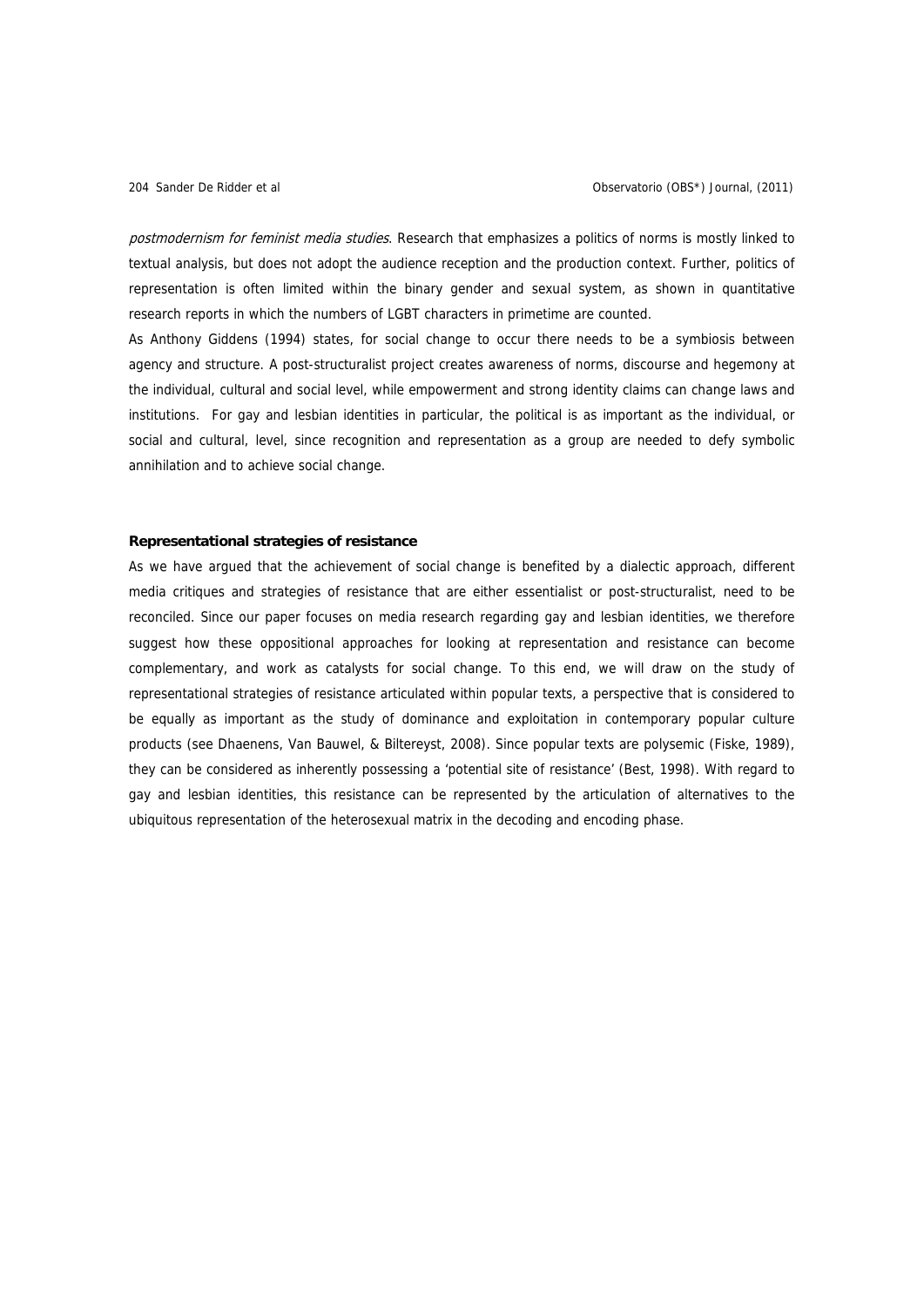*postmodernism for feminist media studies*. Research that emphasizes a politics of norms is mostly linked to textual analysis, but does not adopt the audience reception and the production context. Further, politics of representation is often limited within the binary gender and sexual system, as shown in quantitative research reports in which the numbers of LGBT characters in primetime are counted.

As Anthony Giddens (1994) states, for social change to occur there needs to be a symbiosis between agency and structure. A post-structuralist project creates awareness of norms, discourse and hegemony at the individual, cultural and social level, while empowerment and strong identity claims can change laws and institutions. For gay and lesbian identities in particular, the political is as important as the individual, or social and cultural, level, since recognition and representation as a group are needed to defy symbolic annihilation and to achieve social change.

**Representational strategies of resistance**

As we have argued that the achievement of social change is benefited by a dialectic approach, different media critiques and strategies of resistance that are either essentialist or post-structuralist, need to be reconciled. Since our paper focuses on media research regarding gay and lesbian identities, we therefore suggest how these oppositional approaches for looking at representation and resistance can become complementary, and work as catalysts for social change. To this end, we will draw on the study of representational strategies of resistance articulated within popular texts, a perspective that is considered to be equally as important as the study of dominance and exploitation in contemporary popular culture products (see Dhaenens, Van Bauwel, & Biltereyst, 2008). Since popular texts are polysemic (Fiske, 1989), they can be considered as inherently possessing a 'potential site of resistance' (Best, 1998). With regard to gay and lesbian identities, this resistance can be represented by the articulation of alternatives to the ubiquitous representation of the heterosexual matrix in the decoding and encoding phase.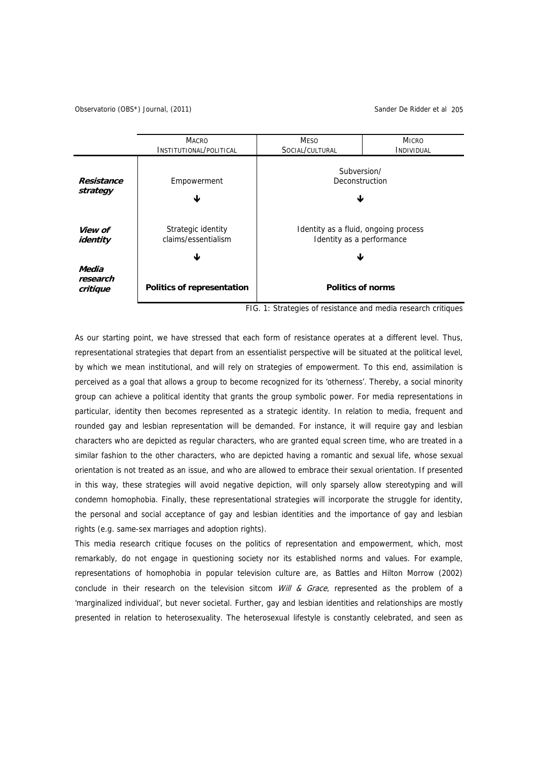| | MACRO INSTITUTIONAL/POLITICAL | MESO SOCIAL/CULTURAL | MICRO INDIVIDUAL |
|---|---|---|---|
| ***Resistance strategy*** | Empowerment ↓ | Subversion/ Deconstruction ↓ | |
| ***View of identity*** | Strategic identity claims/essentialism ↓ | Identity as a fluid, ongoing process Identity as a performance ↓ | |
| ***Media research critique*** | **Politics of representation** | **Politics of norms** | |

FIG. 1: Strategies of resistance and media research critiques

As our starting point, we have stressed that each form of resistance operates at a different level. Thus, representational strategies that depart from an essentialist perspective will be situated at the political level, by which we mean institutional, and will rely on strategies of empowerment. To this end, assimilation is perceived as a goal that allows a group to become recognized for its 'otherness'. Thereby, a social minority group can achieve a political identity that grants the group symbolic power. For media representations in particular, identity then becomes represented as a strategic identity. In relation to media, frequent and rounded gay and lesbian representation will be demanded. For instance, it will require gay and lesbian characters who are depicted as regular characters, who are granted equal screen time, who are treated in a similar fashion to the other characters, who are depicted having a romantic and sexual life, whose sexual orientation is not treated as an issue, and who are allowed to embrace their sexual orientation. If presented in this way, these strategies will avoid negative depiction, will only sparsely allow stereotyping and will condemn homophobia. Finally, these representational strategies will incorporate the struggle for identity, the personal and social acceptance of gay and lesbian identities and the importance of gay and lesbian rights (e.g. same-sex marriages and adoption rights).

This media research critique focuses on the politics of representation and empowerment, which, most remarkably, do not engage in questioning society nor its established norms and values. For example, representations of homophobia in popular television culture are, as Battles and Hilton Morrow (2002) conclude in their research on the television sitcom *Will & Grace*, represented as the problem of a 'marginalized individual', but never societal. Further, gay and lesbian identities and relationships are mostly presented in relation to heterosexuality. The heterosexual lifestyle is constantly celebrated, and seen as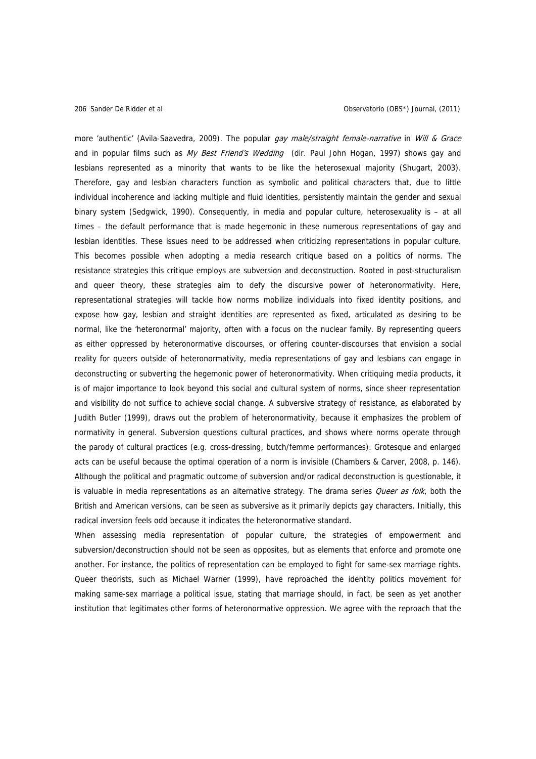more 'authentic' (Avila-Saavedra, 2009). The popular *gay male/straight female-narrative* in *Will & Grace* and in popular films such as *My Best Friend's Wedding* (dir. Paul John Hogan, 1997) shows gay and lesbians represented as a minority that wants to be like the heterosexual majority (Shugart, 2003). Therefore, gay and lesbian characters function as symbolic and political characters that, due to little individual incoherence and lacking multiple and fluid identities, persistently maintain the gender and sexual binary system (Sedgwick, 1990). Consequently, in media and popular culture, heterosexuality is – at all times – the default performance that is made hegemonic in these numerous representations of gay and lesbian identities. These issues need to be addressed when criticizing representations in popular culture. This becomes possible when adopting a media research critique based on a politics of norms. The resistance strategies this critique employs are subversion and deconstruction. Rooted in post-structuralism and queer theory, these strategies aim to defy the discursive power of heteronormativity. Here, representational strategies will tackle how norms mobilize individuals into fixed identity positions, and expose how gay, lesbian and straight identities are represented as fixed, articulated as desiring to be normal, like the 'heteronormal' majority, often with a focus on the nuclear family. By representing queers as either oppressed by heteronormative discourses, or offering counter-discourses that envision a social reality for queers outside of heteronormativity, media representations of gay and lesbians can engage in deconstructing or subverting the hegemonic power of heteronormativity. When critiquing media products, it is of major importance to look beyond this social and cultural system of norms, since sheer representation and visibility do not suffice to achieve social change. A subversive strategy of resistance, as elaborated by Judith Butler (1999), draws out the problem of heteronormativity, because it emphasizes the problem of normativity in general. Subversion questions cultural practices, and shows where norms operate through the parody of cultural practices (e.g. cross-dressing, butch/femme performances). Grotesque and enlarged acts can be useful because the optimal operation of a norm is invisible (Chambers & Carver, 2008, p. 146). Although the political and pragmatic outcome of subversion and/or radical deconstruction is questionable, it is valuable in media representations as an alternative strategy. The drama series *Queer as folk*, both the British and American versions, can be seen as subversive as it primarily depicts gay characters. Initially, this radical inversion feels odd because it indicates the heteronormative standard.

When assessing media representation of popular culture, the strategies of empowerment and subversion/deconstruction should not be seen as opposites, but as elements that enforce and promote one another. For instance, the politics of representation can be employed to fight for same-sex marriage rights. Queer theorists, such as Michael Warner (1999), have reproached the identity politics movement for making same-sex marriage a political issue, stating that marriage should, in fact, be seen as yet another institution that legitimates other forms of heteronormative oppression. We agree with the reproach that the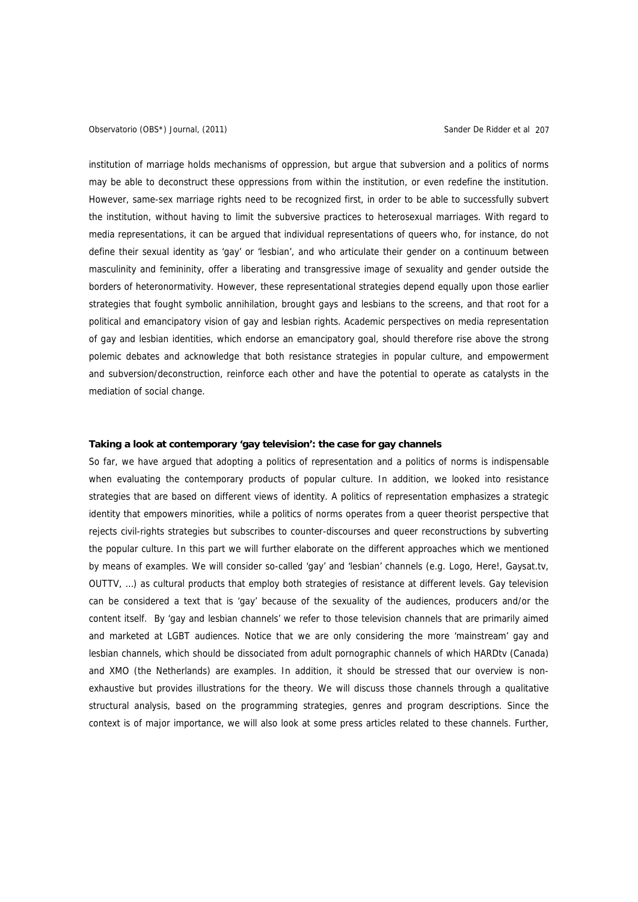institution of marriage holds mechanisms of oppression, but argue that subversion and a politics of norms may be able to deconstruct these oppressions from within the institution, or even redefine the institution. However, same-sex marriage rights need to be recognized first, in order to be able to successfully subvert the institution, without having to limit the subversive practices to heterosexual marriages. With regard to media representations, it can be argued that individual representations of queers who, for instance, do not define their sexual identity as 'gay' or 'lesbian', and who articulate their gender on a continuum between masculinity and femininity, offer a liberating and transgressive image of sexuality and gender outside the borders of heteronormativity. However, these representational strategies depend equally upon those earlier strategies that fought symbolic annihilation, brought gays and lesbians to the screens, and that root for a political and emancipatory vision of gay and lesbian rights. Academic perspectives on media representation of gay and lesbian identities, which endorse an emancipatory goal, should therefore rise above the strong polemic debates and acknowledge that both resistance strategies in popular culture, and empowerment and subversion/deconstruction, reinforce each other and have the potential to operate as catalysts in the mediation of social change.

**Taking a look at contemporary 'gay television': the case for gay channels**

So far, we have argued that adopting a politics of representation and a politics of norms is indispensable when evaluating the contemporary products of popular culture. In addition, we looked into resistance strategies that are based on different views of identity. A politics of representation emphasizes a strategic identity that empowers minorities, while a politics of norms operates from a queer theorist perspective that rejects civil-rights strategies but subscribes to counter-discourses and queer reconstructions by subverting the popular culture. In this part we will further elaborate on the different approaches which we mentioned by means of examples. We will consider so-called 'gay' and 'lesbian' channels (e.g. Logo, Here!, Gaysat.tv, OUTTV, …) as cultural products that employ both strategies of resistance at different levels. Gay television can be considered a text that is 'gay' because of the sexuality of the audiences, producers and/or the content itself. By 'gay and lesbian channels' we refer to those television channels that are primarily aimed and marketed at LGBT audiences. Notice that we are only considering the more 'mainstream' gay and lesbian channels, which should be dissociated from adult pornographic channels of which HARDtv (Canada) and XMO (the Netherlands) are examples. In addition, it should be stressed that our overview is non-exhaustive but provides illustrations for the theory. We will discuss those channels through a qualitative structural analysis, based on the programming strategies, genres and program descriptions. Since the context is of major importance, we will also look at some press articles related to these channels. Further,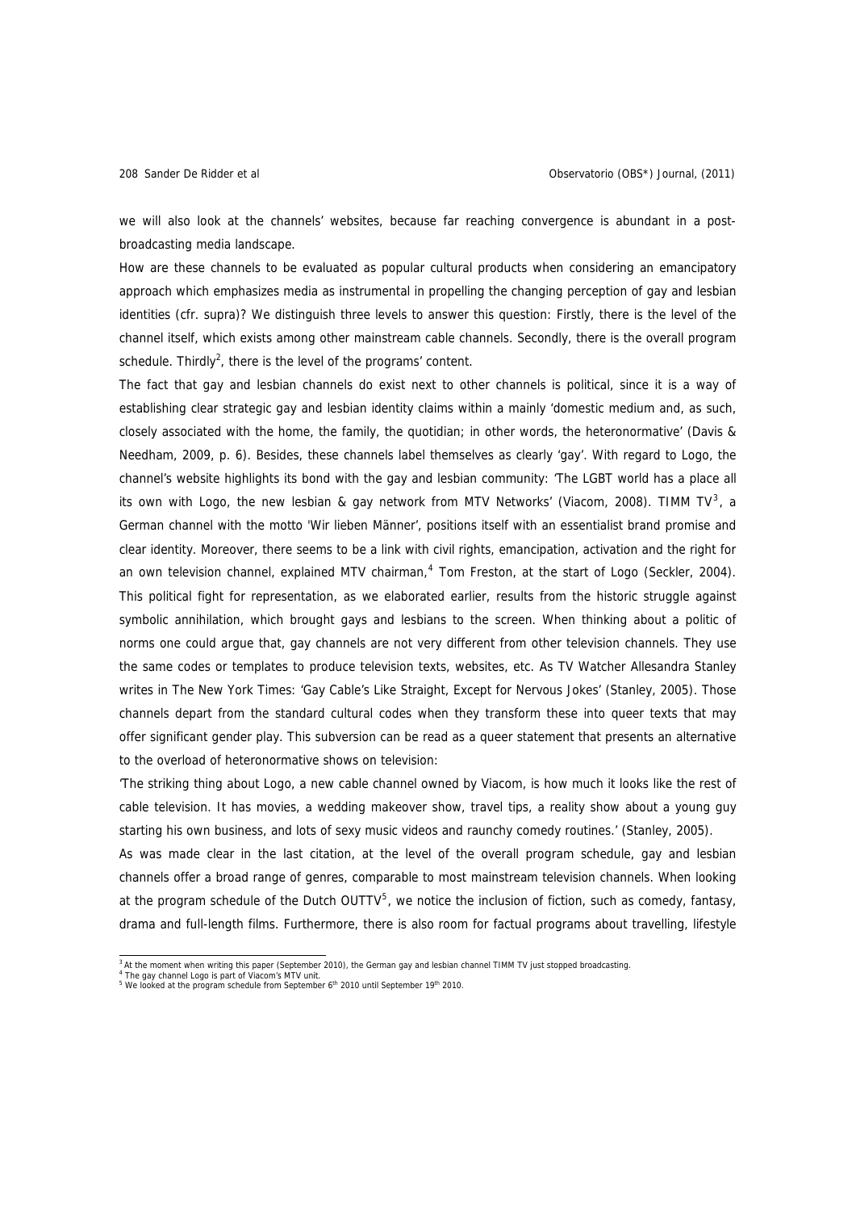we will also look at the channels' websites, because far reaching convergence is abundant in a post-broadcasting media landscape.

How are these channels to be evaluated as popular cultural products when considering an emancipatory approach which emphasizes media as instrumental in propelling the changing perception of gay and lesbian identities (cfr. supra)? We distinguish three levels to answer this question: Firstly, there is the level of the channel itself, which exists among other mainstream cable channels. Secondly, there is the overall program schedule. Thirdly[2], there is the level of the programs' content.

The fact that gay and lesbian channels do exist next to other channels is political, since it is a way of establishing clear strategic gay and lesbian identity claims within a mainly 'domestic medium and, as such, closely associated with the home, the family, the quotidian; in other words, the heteronormative' (Davis & Needham, 2009, p. 6). Besides, these channels label themselves as clearly 'gay'. With regard to Logo, the channel's website highlights its bond with the gay and lesbian community: 'The LGBT world has a place all its own with Logo, the new lesbian & gay network from MTV Networks' (Viacom, 2008). TIMM TV[3], a German channel with the motto 'Wir lieben Männer', positions itself with an essentialist brand promise and clear identity. Moreover, there seems to be a link with civil rights, emancipation, activation and the right for an own television channel, explained MTV chairman,[4] Tom Freston, at the start of Logo (Seckler, 2004). This political fight for representation, as we elaborated earlier, results from the historic struggle against symbolic annihilation, which brought gays and lesbians to the screen. When thinking about a politic of norms one could argue that, gay channels are not very different from other television channels. They use the same codes or templates to produce television texts, websites, etc. As TV Watcher Allesandra Stanley writes in The New York Times: 'Gay Cable's Like Straight, Except for Nervous Jokes' (Stanley, 2005). Those channels depart from the standard cultural codes when they transform these into queer texts that may offer significant gender play. This subversion can be read as a queer statement that presents an alternative to the overload of heteronormative shows on television:

'The striking thing about Logo, a new cable channel owned by Viacom, is how much it looks like the rest of cable television. It has movies, a wedding makeover show, travel tips, a reality show about a young guy starting his own business, and lots of sexy music videos and raunchy comedy routines.' (Stanley, 2005).

As was made clear in the last citation, at the level of the overall program schedule, gay and lesbian channels offer a broad range of genres, comparable to most mainstream television channels. When looking at the program schedule of the Dutch OUTTV[5], we notice the inclusion of fiction, such as comedy, fantasy, drama and full-length films. Furthermore, there is also room for factual programs about travelling, lifestyle

---

[3] At the moment when writing this paper (September 2010), the German gay and lesbian channel TIMM TV just stopped broadcasting.
[4] The gay channel Logo is part of Viacom's MTV unit.
[5] We looked at the program schedule from September 6th 2010 until September 19th 2010.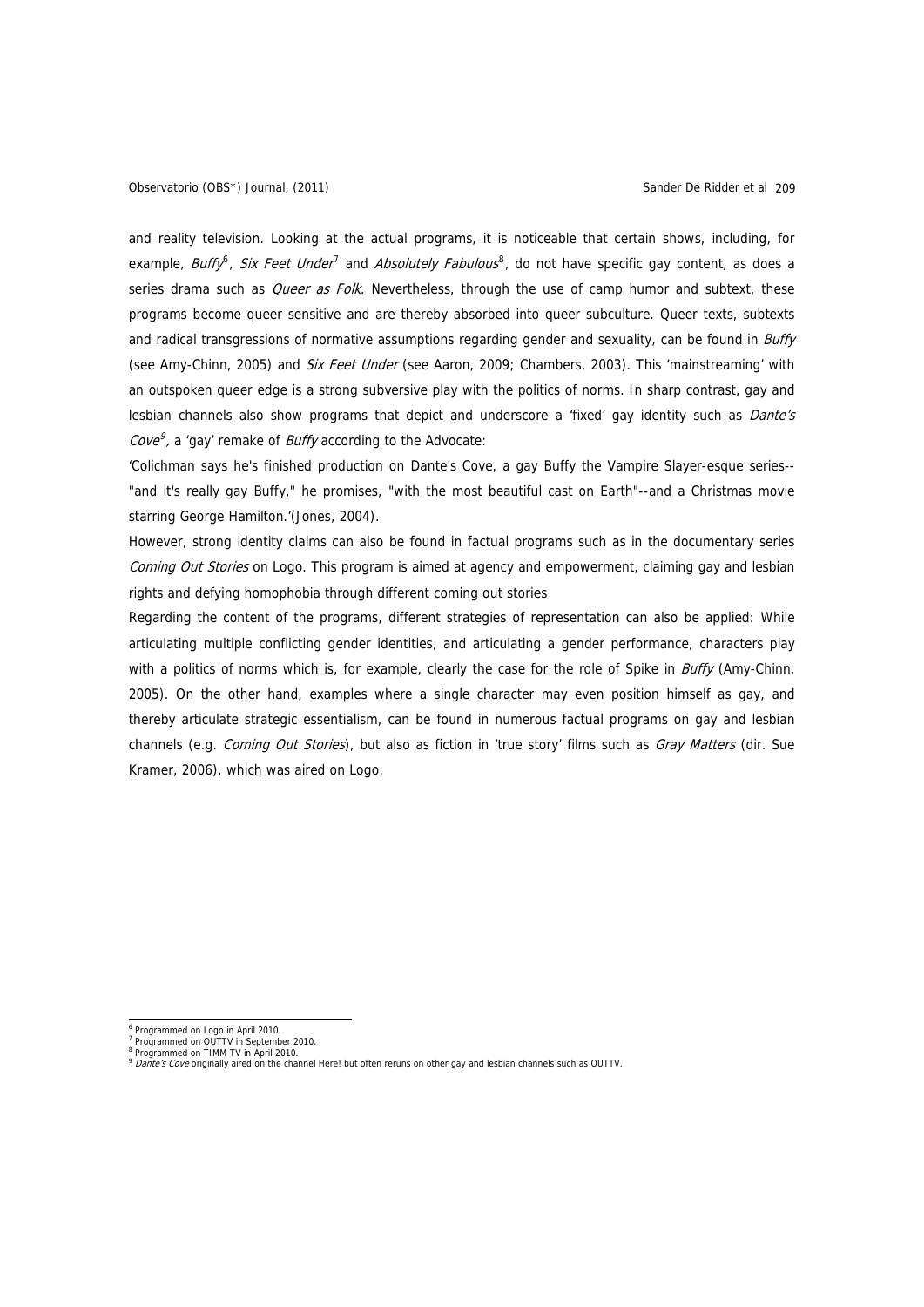and reality television. Looking at the actual programs, it is noticeable that certain shows, including, for example, *Buffy*[6], *Six Feet Under*[7] and *Absolutely Fabulous*[8], do not have specific gay content, as does a series drama such as *Queer as Folk*. Nevertheless, through the use of camp humor and subtext, these programs become queer sensitive and are thereby absorbed into queer subculture. Queer texts, subtexts and radical transgressions of normative assumptions regarding gender and sexuality, can be found in *Buffy* (see Amy-Chinn, 2005) and *Six Feet Under* (see Aaron, 2009; Chambers, 2003). This 'mainstreaming' with an outspoken queer edge is a strong subversive play with the politics of norms. In sharp contrast, gay and lesbian channels also show programs that depict and underscore a 'fixed' gay identity such as *Dante's Cove*[9], a 'gay' remake of *Buffy* according to the Advocate:

'Colichman says he's finished production on Dante's Cove, a gay Buffy the Vampire Slayer-esque series--"and it's really gay Buffy," he promises, "with the most beautiful cast on Earth"--and a Christmas movie starring George Hamilton.'(Jones, 2004).

However, strong identity claims can also be found in factual programs such as in the documentary series *Coming Out Stories* on Logo. This program is aimed at agency and empowerment, claiming gay and lesbian rights and defying homophobia through different coming out stories

Regarding the content of the programs, different strategies of representation can also be applied: While articulating multiple conflicting gender identities, and articulating a gender performance, characters play with a politics of norms which is, for example, clearly the case for the role of Spike in *Buffy* (Amy-Chinn, 2005). On the other hand, examples where a single character may even position himself as gay, and thereby articulate strategic essentialism, can be found in numerous factual programs on gay and lesbian channels (e.g. *Coming Out Stories*), but also as fiction in 'true story' films such as *Gray Matters* (dir. Sue Kramer, 2006), which was aired on Logo.

---

[6] Programmed on Logo in April 2010.
[7] Programmed on OUTTV in September 2010.
[8] Programmed on TIMM TV in April 2010.
[9] *Dante's Cove* originally aired on the channel Here! but often reruns on other gay and lesbian channels such as OUTTV.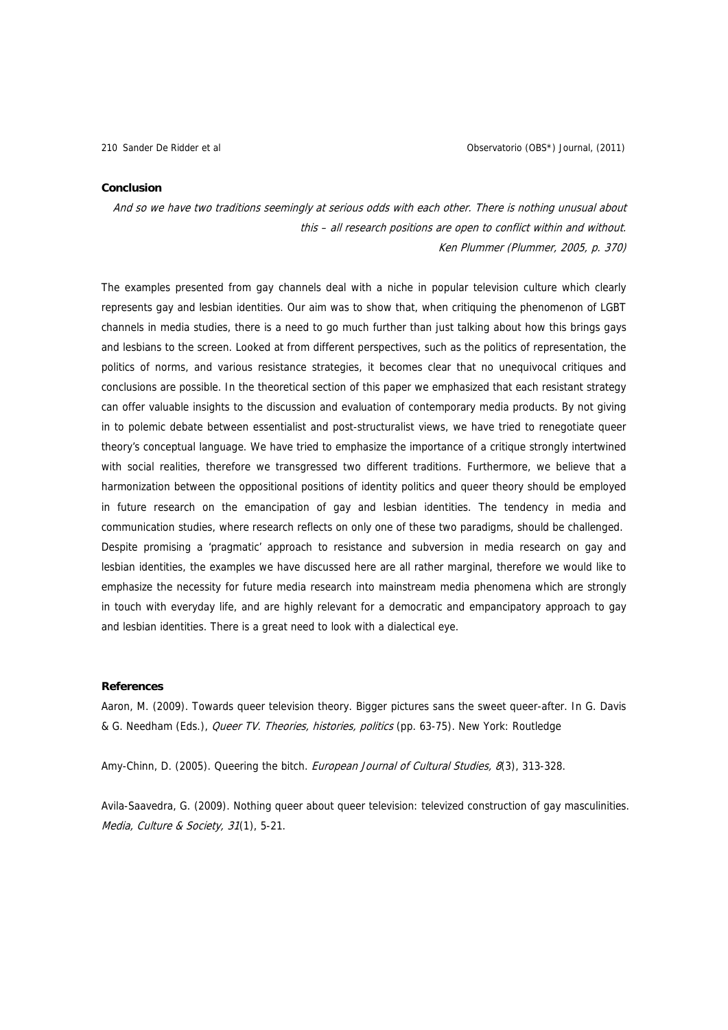## Conclusion

*And so we have two traditions seemingly at serious odds with each other. There is nothing unusual about this – all research positions are open to conflict within and without.*
*Ken Plummer (Plummer, 2005, p. 370)*

The examples presented from gay channels deal with a niche in popular television culture which clearly represents gay and lesbian identities. Our aim was to show that, when critiquing the phenomenon of LGBT channels in media studies, there is a need to go much further than just talking about how this brings gays and lesbians to the screen. Looked at from different perspectives, such as the politics of representation, the politics of norms, and various resistance strategies, it becomes clear that no unequivocal critiques and conclusions are possible. In the theoretical section of this paper we emphasized that each resistant strategy can offer valuable insights to the discussion and evaluation of contemporary media products. By not giving in to polemic debate between essentialist and post-structuralist views, we have tried to renegotiate queer theory's conceptual language. We have tried to emphasize the importance of a critique strongly intertwined with social realities, therefore we transgressed two different traditions. Furthermore, we believe that a harmonization between the oppositional positions of identity politics and queer theory should be employed in future research on the emancipation of gay and lesbian identities. The tendency in media and communication studies, where research reflects on only one of these two paradigms, should be challenged.
Despite promising a 'pragmatic' approach to resistance and subversion in media research on gay and lesbian identities, the examples we have discussed here are all rather marginal, therefore we would like to emphasize the necessity for future media research into mainstream media phenomena which are strongly in touch with everyday life, and are highly relevant for a democratic and empancipatory approach to gay and lesbian identities. There is a great need to look with a dialectical eye.

## References

Aaron, M. (2009). Towards queer television theory. Bigger pictures sans the sweet queer-after. In G. Davis & G. Needham (Eds.), *Queer TV. Theories, histories, politics* (pp. 63-75). New York: Routledge

Amy-Chinn, D. (2005). Queering the bitch. *European Journal of Cultural Studies, 8*(3), 313-328.

Avila-Saavedra, G. (2009). Nothing queer about queer television: televized construction of gay masculinities. *Media, Culture & Society, 31*(1), 5-21.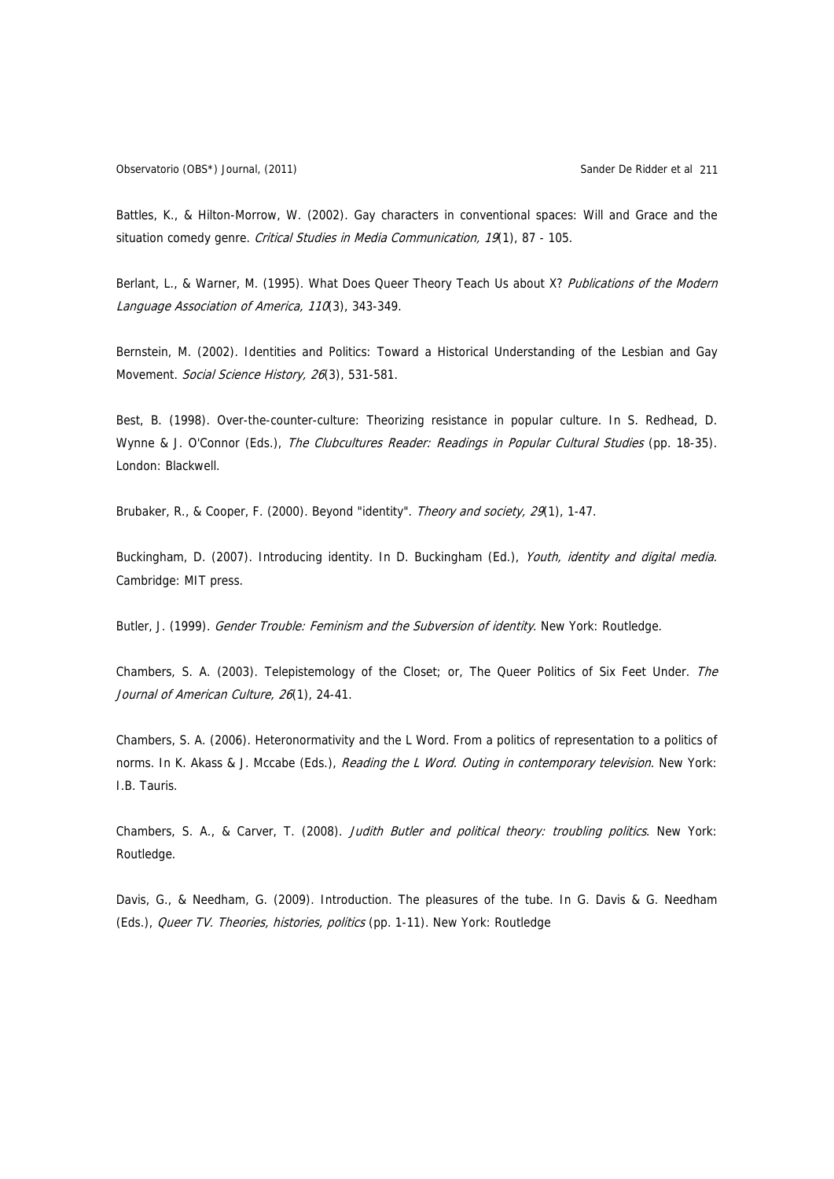Battles, K., & Hilton-Morrow, W. (2002). Gay characters in conventional spaces: Will and Grace and the situation comedy genre. *Critical Studies in Media Communication, 19*(1), 87 - 105.

Berlant, L., & Warner, M. (1995). What Does Queer Theory Teach Us about X? *Publications of the Modern Language Association of America, 110*(3), 343-349.

Bernstein, M. (2002). Identities and Politics: Toward a Historical Understanding of the Lesbian and Gay Movement. *Social Science History, 26*(3), 531-581.

Best, B. (1998). Over-the-counter-culture: Theorizing resistance in popular culture. In S. Redhead, D. Wynne & J. O'Connor (Eds.), *The Clubcultures Reader: Readings in Popular Cultural Studies* (pp. 18-35). London: Blackwell.

Brubaker, R., & Cooper, F. (2000). Beyond "identity". *Theory and society, 29*(1), 1-47.

Buckingham, D. (2007). Introducing identity. In D. Buckingham (Ed.), *Youth, identity and digital media*. Cambridge: MIT press.

Butler, J. (1999). *Gender Trouble: Feminism and the Subversion of identity*. New York: Routledge.

Chambers, S. A. (2003). Telepistemology of the Closet; or, The Queer Politics of Six Feet Under. *The Journal of American Culture, 26*(1), 24-41.

Chambers, S. A. (2006). Heteronormativity and the L Word. From a politics of representation to a politics of norms. In K. Akass & J. Mccabe (Eds.), *Reading the L Word. Outing in contemporary television*. New York: I.B. Tauris.

Chambers, S. A., & Carver, T. (2008). *Judith Butler and political theory: troubling politics*. New York: Routledge.

Davis, G., & Needham, G. (2009). Introduction. The pleasures of the tube. In G. Davis & G. Needham (Eds.), *Queer TV. Theories, histories, politics* (pp. 1-11). New York: Routledge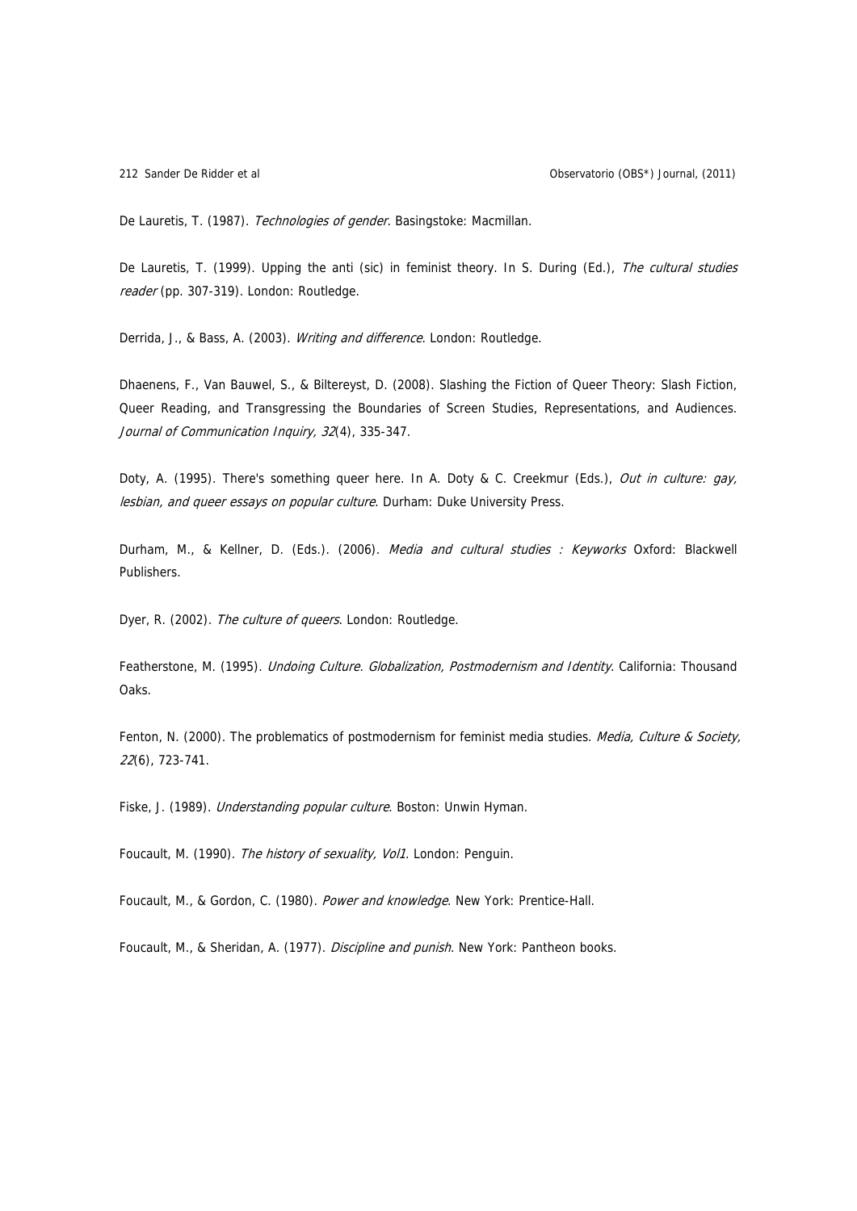De Lauretis, T. (1987). *Technologies of gender*. Basingstoke: Macmillan.

De Lauretis, T. (1999). Upping the anti (sic) in feminist theory. In S. During (Ed.), *The cultural studies reader* (pp. 307-319). London: Routledge.

Derrida, J., & Bass, A. (2003). *Writing and difference*. London: Routledge.

Dhaenens, F., Van Bauwel, S., & Biltereyst, D. (2008). Slashing the Fiction of Queer Theory: Slash Fiction, Queer Reading, and Transgressing the Boundaries of Screen Studies, Representations, and Audiences. *Journal of Communication Inquiry, 32*(4), 335-347.

Doty, A. (1995). There's something queer here. In A. Doty & C. Creekmur (Eds.), *Out in culture: gay, lesbian, and queer essays on popular culture*. Durham: Duke University Press.

Durham, M., & Kellner, D. (Eds.). (2006). *Media and cultural studies : Keyworks* Oxford: Blackwell Publishers.

Dyer, R. (2002). *The culture of queers*. London: Routledge.

Featherstone, M. (1995). *Undoing Culture. Globalization, Postmodernism and Identity*. California: Thousand Oaks.

Fenton, N. (2000). The problematics of postmodernism for feminist media studies. *Media, Culture & Society, 22*(6), 723-741.

Fiske, J. (1989). *Understanding popular culture*. Boston: Unwin Hyman.

Foucault, M. (1990). *The history of sexuality, Vol1*. London: Penguin.

Foucault, M., & Gordon, C. (1980). *Power and knowledge*. New York: Prentice-Hall.

Foucault, M., & Sheridan, A. (1977). *Discipline and punish*. New York: Pantheon books.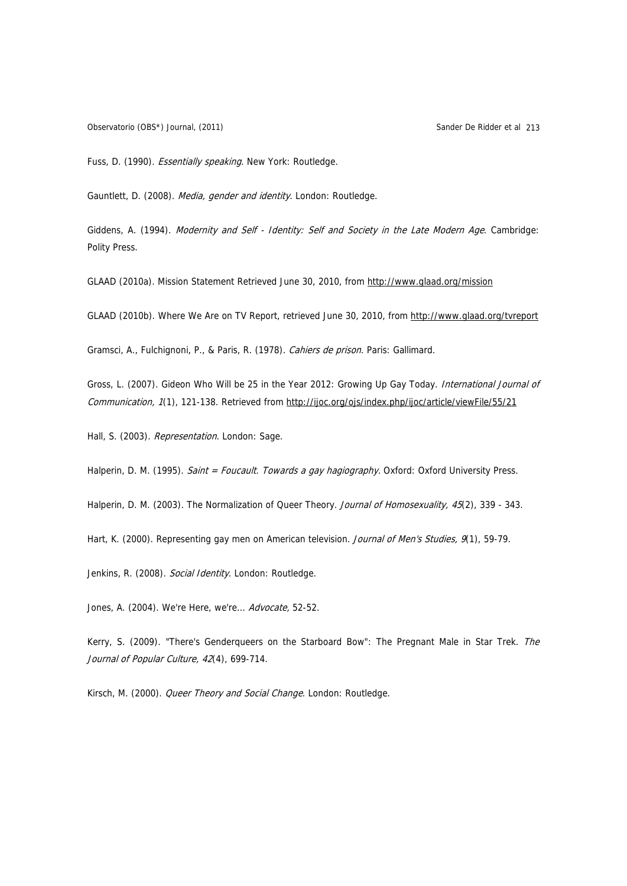Fuss, D. (1990). *Essentially speaking*. New York: Routledge.

Gauntlett, D. (2008). *Media, gender and identity*. London: Routledge.

Giddens, A. (1994). *Modernity and Self - Identity: Self and Society in the Late Modern Age*. Cambridge: Polity Press.

GLAAD (2010a). Mission Statement Retrieved June 30, 2010, from http://www.glaad.org/mission

GLAAD (2010b). Where We Are on TV Report, retrieved June 30, 2010, from http://www.glaad.org/tvreport

Gramsci, A., Fulchignoni, P., & Paris, R. (1978). *Cahiers de prison*. Paris: Gallimard.

Gross, L. (2007). Gideon Who Will be 25 in the Year 2012: Growing Up Gay Today. *International Journal of Communication, 1*(1), 121-138. Retrieved from http://ijoc.org/ojs/index.php/ijoc/article/viewFile/55/21

Hall, S. (2003). *Representation*. London: Sage.

Halperin, D. M. (1995). *Saint = Foucault. Towards a gay hagiography*. Oxford: Oxford University Press.

Halperin, D. M. (2003). The Normalization of Queer Theory. *Journal of Homosexuality, 45*(2), 339 - 343.

Hart, K. (2000). Representing gay men on American television. *Journal of Men's Studies, 9*(1), 59-79.

Jenkins, R. (2008). *Social Identity*. London: Routledge.

Jones, A. (2004). We're Here, we're... *Advocate,* 52-52.

Kerry, S. (2009). "There's Genderqueers on the Starboard Bow": The Pregnant Male in Star Trek. *The Journal of Popular Culture, 42*(4), 699-714.

Kirsch, M. (2000). *Queer Theory and Social Change*. London: Routledge.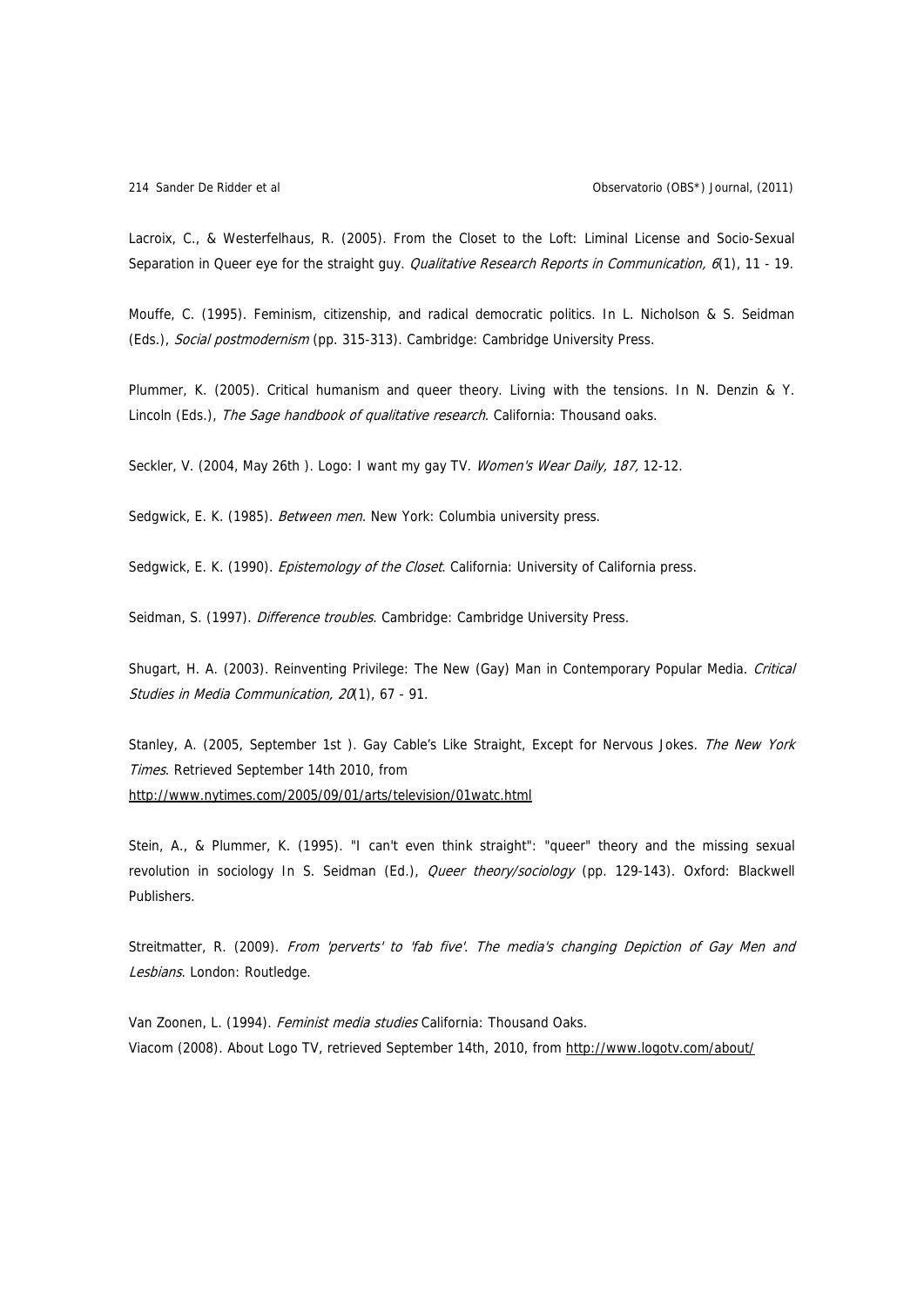Lacroix, C., & Westerfelhaus, R. (2005). From the Closet to the Loft: Liminal License and Socio-Sexual Separation in Queer eye for the straight guy. *Qualitative Research Reports in Communication, 6*(1), 11 - 19.

Mouffe, C. (1995). Feminism, citizenship, and radical democratic politics. In L. Nicholson & S. Seidman (Eds.), *Social postmodernism* (pp. 315-313). Cambridge: Cambridge University Press.

Plummer, K. (2005). Critical humanism and queer theory. Living with the tensions. In N. Denzin & Y. Lincoln (Eds.), *The Sage handbook of qualitative research*. California: Thousand oaks.

Seckler, V. (2004, May 26th ). Logo: I want my gay TV. *Women's Wear Daily, 187,* 12-12.

Sedgwick, E. K. (1985). *Between men*. New York: Columbia university press.

Sedgwick, E. K. (1990). *Epistemology of the Closet*. California: University of California press.

Seidman, S. (1997). *Difference troubles*. Cambridge: Cambridge University Press.

Shugart, H. A. (2003). Reinventing Privilege: The New (Gay) Man in Contemporary Popular Media. *Critical Studies in Media Communication, 20*(1), 67 - 91.

Stanley, A. (2005, September 1st ). Gay Cable's Like Straight, Except for Nervous Jokes. *The New York Times*. Retrieved September 14th 2010, from
http://www.nytimes.com/2005/09/01/arts/television/01watc.html

Stein, A., & Plummer, K. (1995). "I can't even think straight": "queer" theory and the missing sexual revolution in sociology In S. Seidman (Ed.), *Queer theory/sociology* (pp. 129-143). Oxford: Blackwell Publishers.

Streitmatter, R. (2009). *From 'perverts' to 'fab five'. The media's changing Depiction of Gay Men and Lesbians*. London: Routledge.

Van Zoonen, L. (1994). *Feminist media studies* California: Thousand Oaks.
Viacom (2008). About Logo TV, retrieved September 14th, 2010, from http://www.logotv.com/about/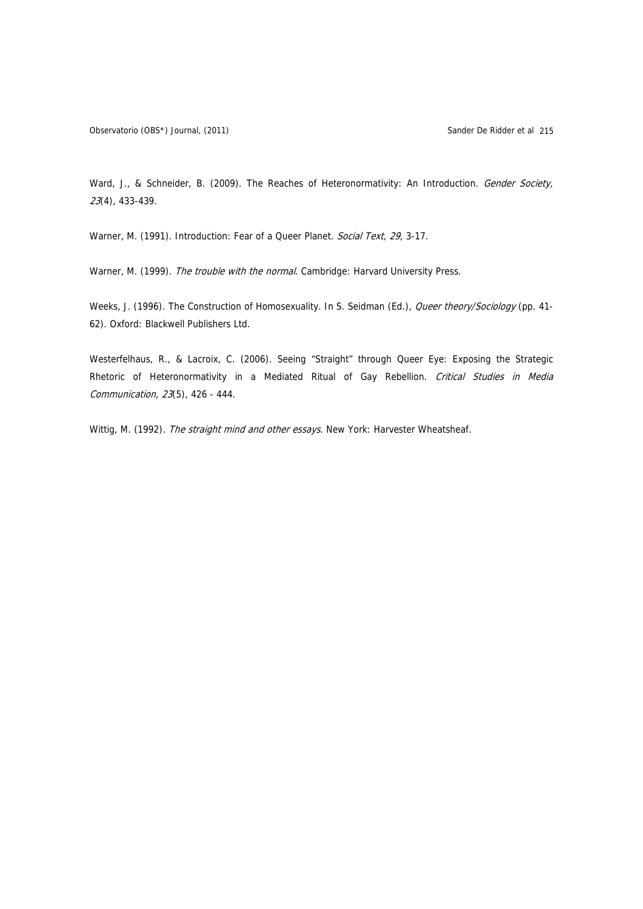Ward, J., & Schneider, B. (2009). The Reaches of Heteronormativity: An Introduction. *Gender Society, 23*(4), 433-439.

Warner, M. (1991). Introduction: Fear of a Queer Planet. *Social Text, 29*, 3-17.

Warner, M. (1999). *The trouble with the normal*. Cambridge: Harvard University Press.

Weeks, J. (1996). The Construction of Homosexuality. In S. Seidman (Ed.), *Queer theory/Sociology* (pp. 41-62). Oxford: Blackwell Publishers Ltd.

Westerfelhaus, R., & Lacroix, C. (2006). Seeing "Straight" through Queer Eye: Exposing the Strategic Rhetoric of Heteronormativity in a Mediated Ritual of Gay Rebellion. *Critical Studies in Media Communication, 23*(5), 426 - 444.

Wittig, M. (1992). *The straight mind and other essays*. New York: Harvester Wheatsheaf.